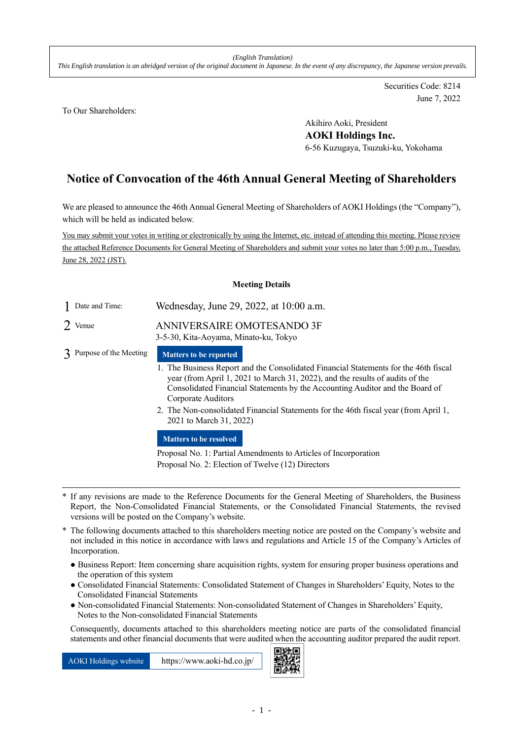*(English Translation)*
*This English translation is an abridged version of the original document in Japanese. In the event of any discrepancy, the Japanese version prevails.*

Securities Code: 8214
June 7, 2022

To Our Shareholders:

Akihiro Aoki, President
**AOKI Holdings Inc.**
6-56 Kuzugaya, Tsuzuki-ku, Yokohama

# Notice of Convocation of the 46th Annual General Meeting of Shareholders

We are pleased to announce the 46th Annual General Meeting of Shareholders of AOKI Holdings (the "Company"), which will be held as indicated below.

You may submit your votes in writing or electronically by using the Internet, etc. instead of attending this meeting. Please review the attached Reference Documents for General Meeting of Shareholders and submit your votes no later than 5:00 p.m., Tuesday, June 28, 2022 (JST).

**Meeting Details**

1 Date and Time: Wednesday, June 29, 2022, at 10:00 a.m.

2 Venue: ANNIVERSAIRE OMOTESANDO 3F
3-5-30, Kita-Aoyama, Minato-ku, Tokyo

3 Purpose of the Meeting

**Matters to be reported**

1. The Business Report and the Consolidated Financial Statements for the 46th fiscal year (from April 1, 2021 to March 31, 2022), and the results of audits of the Consolidated Financial Statements by the Accounting Auditor and the Board of Corporate Auditors
2. The Non-consolidated Financial Statements for the 46th fiscal year (from April 1, 2021 to March 31, 2022)

**Matters to be resolved**

Proposal No. 1: Partial Amendments to Articles of Incorporation
Proposal No. 2: Election of Twelve (12) Directors

---

\* If any revisions are made to the Reference Documents for the General Meeting of Shareholders, the Business Report, the Non-Consolidated Financial Statements, or the Consolidated Financial Statements, the revised versions will be posted on the Company's website.

\* The following documents attached to this shareholders meeting notice are posted on the Company's website and not included in this notice in accordance with laws and regulations and Article 15 of the Company's Articles of Incorporation.

- Business Report: Item concerning share acquisition rights, system for ensuring proper business operations and the operation of this system
- Consolidated Financial Statements: Consolidated Statement of Changes in Shareholders' Equity, Notes to the Consolidated Financial Statements
- Non-consolidated Financial Statements: Non-consolidated Statement of Changes in Shareholders' Equity, Notes to the Non-consolidated Financial Statements

Consequently, documents attached to this shareholders meeting notice are parts of the consolidated financial statements and other financial documents that were audited when the accounting auditor prepared the audit report.

AOKI Holdings website https://www.aoki-hd.co.jp/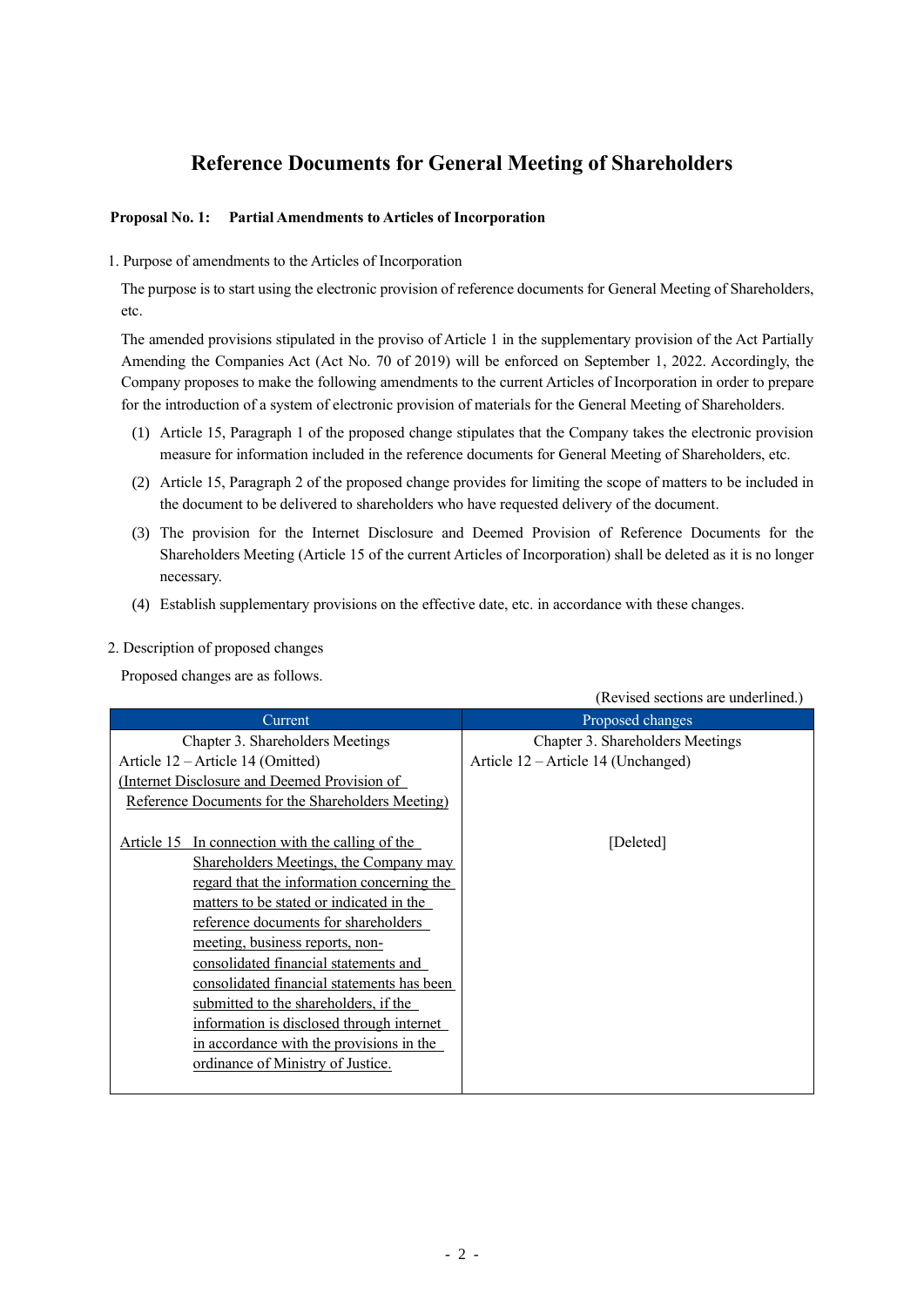# Reference Documents for General Meeting of Shareholders

**Proposal No. 1: Partial Amendments to Articles of Incorporation**

1. Purpose of amendments to the Articles of Incorporation

The purpose is to start using the electronic provision of reference documents for General Meeting of Shareholders, etc.

The amended provisions stipulated in the proviso of Article 1 in the supplementary provision of the Act Partially Amending the Companies Act (Act No. 70 of 2019) will be enforced on September 1, 2022. Accordingly, the Company proposes to make the following amendments to the current Articles of Incorporation in order to prepare for the introduction of a system of electronic provision of materials for the General Meeting of Shareholders.

(1) Article 15, Paragraph 1 of the proposed change stipulates that the Company takes the electronic provision measure for information included in the reference documents for General Meeting of Shareholders, etc.

(2) Article 15, Paragraph 2 of the proposed change provides for limiting the scope of matters to be included in the document to be delivered to shareholders who have requested delivery of the document.

(3) The provision for the Internet Disclosure and Deemed Provision of Reference Documents for the Shareholders Meeting (Article 15 of the current Articles of Incorporation) shall be deleted as it is no longer necessary.

(4) Establish supplementary provisions on the effective date, etc. in accordance with these changes.

2. Description of proposed changes

Proposed changes are as follows.

(Revised sections are underlined.)

| Current | Proposed changes |
|---|---|
| Chapter 3. Shareholders Meetings<br>Article 12 – Article 14 (Omitted)<br>(Internet Disclosure and Deemed Provision of Reference Documents for the Shareholders Meeting) | Chapter 3. Shareholders Meetings<br>Article 12 – Article 14 (Unchanged) |
| Article 15 In connection with the calling of the Shareholders Meetings, the Company may regard that the information concerning the matters to be stated or indicated in the reference documents for shareholders meeting, business reports, non-consolidated financial statements and consolidated financial statements has been submitted to the shareholders, if the information is disclosed through internet in accordance with the provisions in the ordinance of Ministry of Justice. | [Deleted] |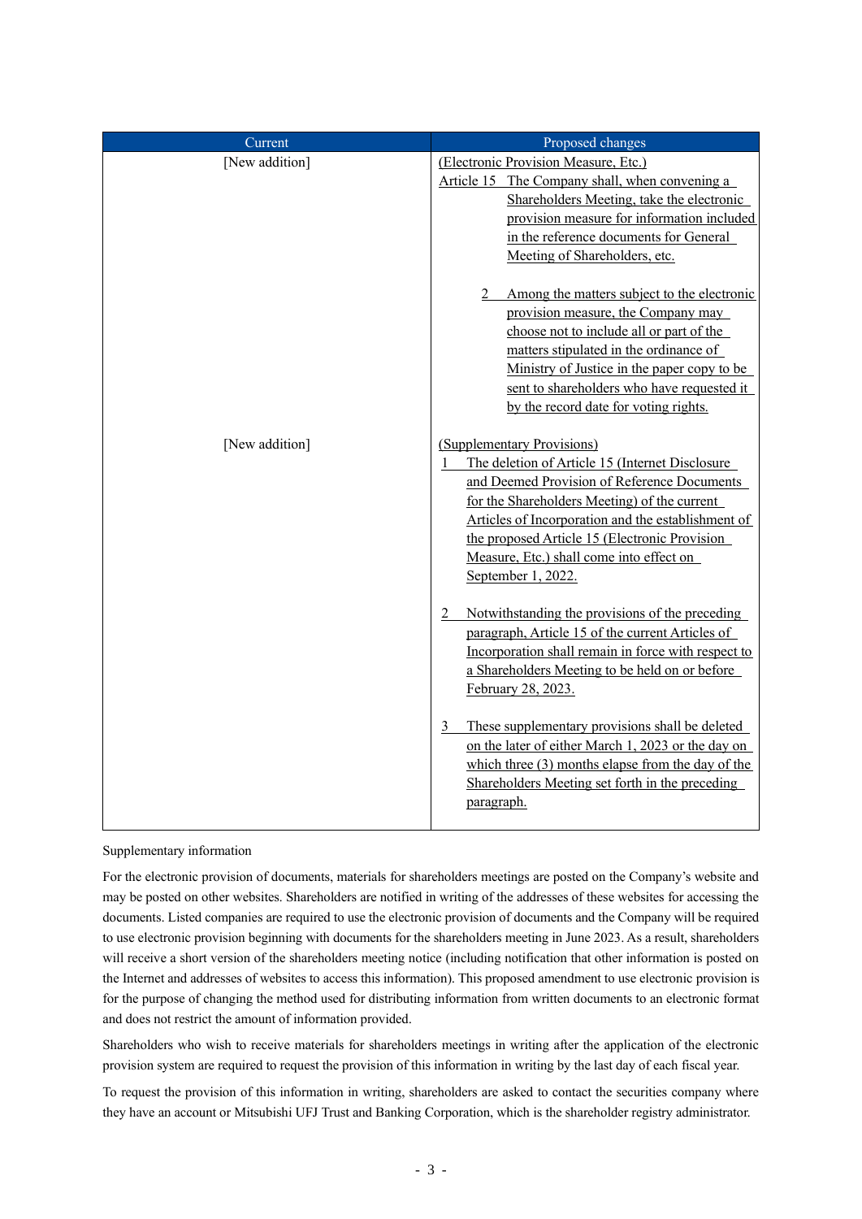| Current | Proposed changes |
|---|---|
| [New addition] | (Electronic Provision Measure, Etc.)<br>Article 15 The Company shall, when convening a Shareholders Meeting, take the electronic provision measure for information included in the reference documents for General Meeting of Shareholders, etc.<br><br>2 Among the matters subject to the electronic provision measure, the Company may choose not to include all or part of the matters stipulated in the ordinance of Ministry of Justice in the paper copy to be sent to shareholders who have requested it by the record date for voting rights. |
| [New addition] | (Supplementary Provisions)<br>1 The deletion of Article 15 (Internet Disclosure and Deemed Provision of Reference Documents for the Shareholders Meeting) of the current Articles of Incorporation and the establishment of the proposed Article 15 (Electronic Provision Measure, Etc.) shall come into effect on September 1, 2022.<br><br>2 Notwithstanding the provisions of the preceding paragraph, Article 15 of the current Articles of Incorporation shall remain in force with respect to a Shareholders Meeting to be held on or before February 28, 2023.<br><br>3 These supplementary provisions shall be deleted on the later of either March 1, 2023 or the day on which three (3) months elapse from the day of the Shareholders Meeting set forth in the preceding paragraph. |

Supplementary information

For the electronic provision of documents, materials for shareholders meetings are posted on the Company's website and may be posted on other websites. Shareholders are notified in writing of the addresses of these websites for accessing the documents. Listed companies are required to use the electronic provision of documents and the Company will be required to use electronic provision beginning with documents for the shareholders meeting in June 2023. As a result, shareholders will receive a short version of the shareholders meeting notice (including notification that other information is posted on the Internet and addresses of websites to access this information). This proposed amendment to use electronic provision is for the purpose of changing the method used for distributing information from written documents to an electronic format and does not restrict the amount of information provided.

Shareholders who wish to receive materials for shareholders meetings in writing after the application of the electronic provision system are required to request the provision of this information in writing by the last day of each fiscal year.

To request the provision of this information in writing, shareholders are asked to contact the securities company where they have an account or Mitsubishi UFJ Trust and Banking Corporation, which is the shareholder registry administrator.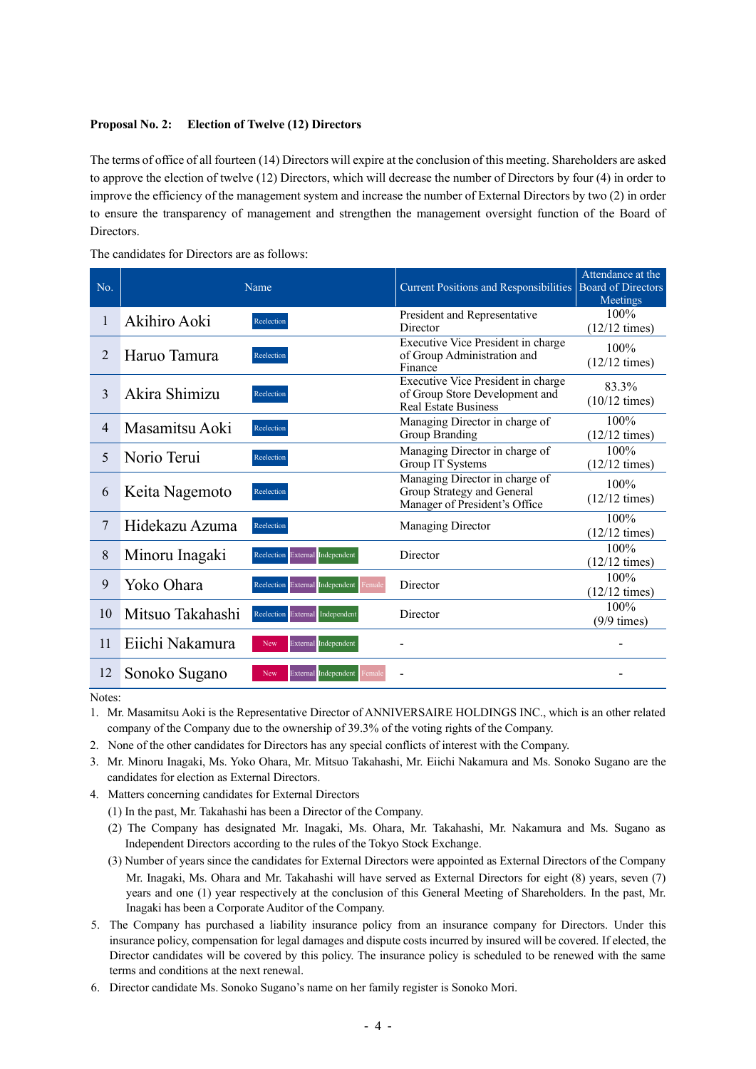**Proposal No. 2: Election of Twelve (12) Directors**

The terms of office of all fourteen (14) Directors will expire at the conclusion of this meeting. Shareholders are asked to approve the election of twelve (12) Directors, which will decrease the number of Directors by four (4) in order to improve the efficiency of the management system and increase the number of External Directors by two (2) in order to ensure the transparency of management and strengthen the management oversight function of the Board of Directors.

The candidates for Directors are as follows:

| No. | Name | | Current Positions and Responsibilities | Attendance at the Board of Directors Meetings |
|---|---|---|---|---|
| 1 | Akihiro Aoki | Reelection | President and Representative Director | 100% (12/12 times) |
| 2 | Haruo Tamura | Reelection | Executive Vice President in charge of Group Administration and Finance | 100% (12/12 times) |
| 3 | Akira Shimizu | Reelection | Executive Vice President in charge of Group Store Development and Real Estate Business | 83.3% (10/12 times) |
| 4 | Masamitsu Aoki | Reelection | Managing Director in charge of Group Branding | 100% (12/12 times) |
| 5 | Norio Terui | Reelection | Managing Director in charge of Group IT Systems | 100% (12/12 times) |
| 6 | Keita Nagemoto | Reelection | Managing Director in charge of Group Strategy and General Manager of President's Office | 100% (12/12 times) |
| 7 | Hidekazu Azuma | Reelection | Managing Director | 100% (12/12 times) |
| 8 | Minoru Inagaki | Reelection External Independent | Director | 100% (12/12 times) |
| 9 | Yoko Ohara | Reelection External Independent Female | Director | 100% (12/12 times) |
| 10 | Mitsuo Takahashi | Reelection External Independent | Director | 100% (9/9 times) |
| 11 | Eiichi Nakamura | New External Independent | - | - |
| 12 | Sonoko Sugano | New External Independent Female | - | - |

Notes:

1. Mr. Masamitsu Aoki is the Representative Director of ANNIVERSAIRE HOLDINGS INC., which is an other related company of the Company due to the ownership of 39.3% of the voting rights of the Company.
2. None of the other candidates for Directors has any special conflicts of interest with the Company.
3. Mr. Minoru Inagaki, Ms. Yoko Ohara, Mr. Mitsuo Takahashi, Mr. Eiichi Nakamura and Ms. Sonoko Sugano are the candidates for election as External Directors.
4. Matters concerning candidates for External Directors
   (1) In the past, Mr. Takahashi has been a Director of the Company.
   (2) The Company has designated Mr. Inagaki, Ms. Ohara, Mr. Takahashi, Mr. Nakamura and Ms. Sugano as Independent Directors according to the rules of the Tokyo Stock Exchange.
   (3) Number of years since the candidates for External Directors were appointed as External Directors of the Company
   Mr. Inagaki, Ms. Ohara and Mr. Takahashi will have served as External Directors for eight (8) years, seven (7) years and one (1) year respectively at the conclusion of this General Meeting of Shareholders. In the past, Mr. Inagaki has been a Corporate Auditor of the Company.
5. The Company has purchased a liability insurance policy from an insurance company for Directors. Under this insurance policy, compensation for legal damages and dispute costs incurred by insured will be covered. If elected, the Director candidates will be covered by this policy. The insurance policy is scheduled to be renewed with the same terms and conditions at the next renewal.
6. Director candidate Ms. Sonoko Sugano's name on her family register is Sonoko Mori.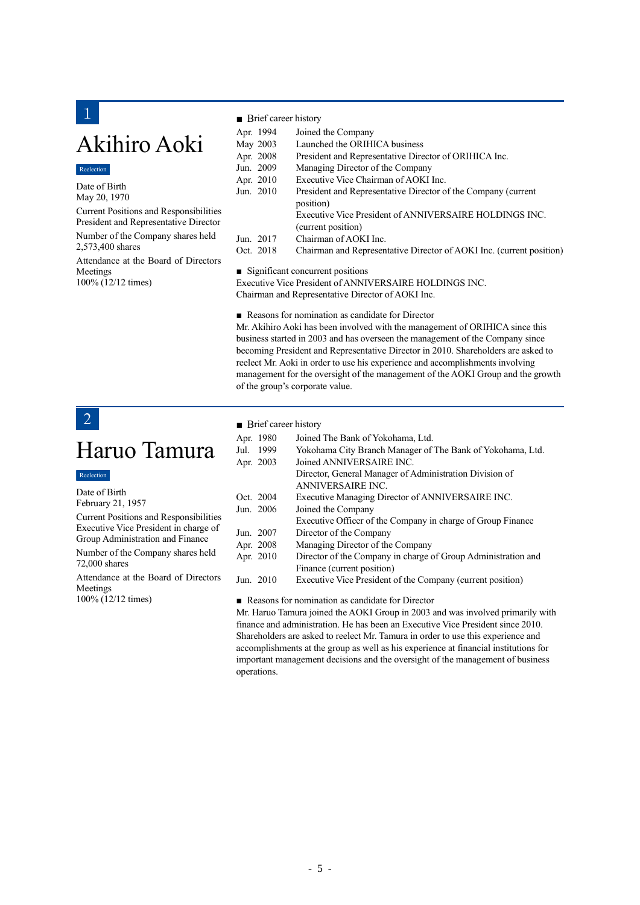## 1

# Akihiro Aoki

Reelection

Date of Birth
May 20, 1970

Current Positions and Responsibilities
President and Representative Director

Number of the Company shares held
2,573,400 shares

Attendance at the Board of Directors Meetings
100% (12/12 times)

■ Brief career history

| | |
|---|---|
| Apr. 1994 | Joined the Company |
| May 2003 | Launched the ORIHICA business |
| Apr. 2008 | President and Representative Director of ORIHICA Inc. |
| Jun. 2009 | Managing Director of the Company |
| Apr. 2010 | Executive Vice Chairman of AOKI Inc. |
| Jun. 2010 | President and Representative Director of the Company (current position) |
| | Executive Vice President of ANNIVERSAIRE HOLDINGS INC. (current position) |
| Jun. 2017 | Chairman of AOKI Inc. |
| Oct. 2018 | Chairman and Representative Director of AOKI Inc. (current position) |

■ Significant concurrent positions

Executive Vice President of ANNIVERSAIRE HOLDINGS INC.
Chairman and Representative Director of AOKI Inc.

■ Reasons for nomination as candidate for Director

Mr. Akihiro Aoki has been involved with the management of ORIHICA since this business started in 2003 and has overseen the management of the Company since becoming President and Representative Director in 2010. Shareholders are asked to reelect Mr. Aoki in order to use his experience and accomplishments involving management for the oversight of the management of the AOKI Group and the growth of the group's corporate value.

## 2

# Haruo Tamura

Reelection

Date of Birth
February 21, 1957

Current Positions and Responsibilities
Executive Vice President in charge of Group Administration and Finance

Number of the Company shares held
72,000 shares

Attendance at the Board of Directors Meetings
100% (12/12 times)

■ Brief career history

| | |
|---|---|
| Apr. 1980 | Joined The Bank of Yokohama, Ltd. |
| Jul. 1999 | Yokohama City Branch Manager of The Bank of Yokohama, Ltd. |
| Apr. 2003 | Joined ANNIVERSAIRE INC. |
| | Director, General Manager of Administration Division of ANNIVERSAIRE INC. |
| Oct. 2004 | Executive Managing Director of ANNIVERSAIRE INC. |
| Jun. 2006 | Joined the Company |
| | Executive Officer of the Company in charge of Group Finance |
| Jun. 2007 | Director of the Company |
| Apr. 2008 | Managing Director of the Company |
| Apr. 2010 | Director of the Company in charge of Group Administration and Finance (current position) |
| Jun. 2010 | Executive Vice President of the Company (current position) |

■ Reasons for nomination as candidate for Director

Mr. Haruo Tamura joined the AOKI Group in 2003 and was involved primarily with finance and administration. He has been an Executive Vice President since 2010. Shareholders are asked to reelect Mr. Tamura in order to use this experience and accomplishments at the group as well as his experience at financial institutions for important management decisions and the oversight of the management of business operations.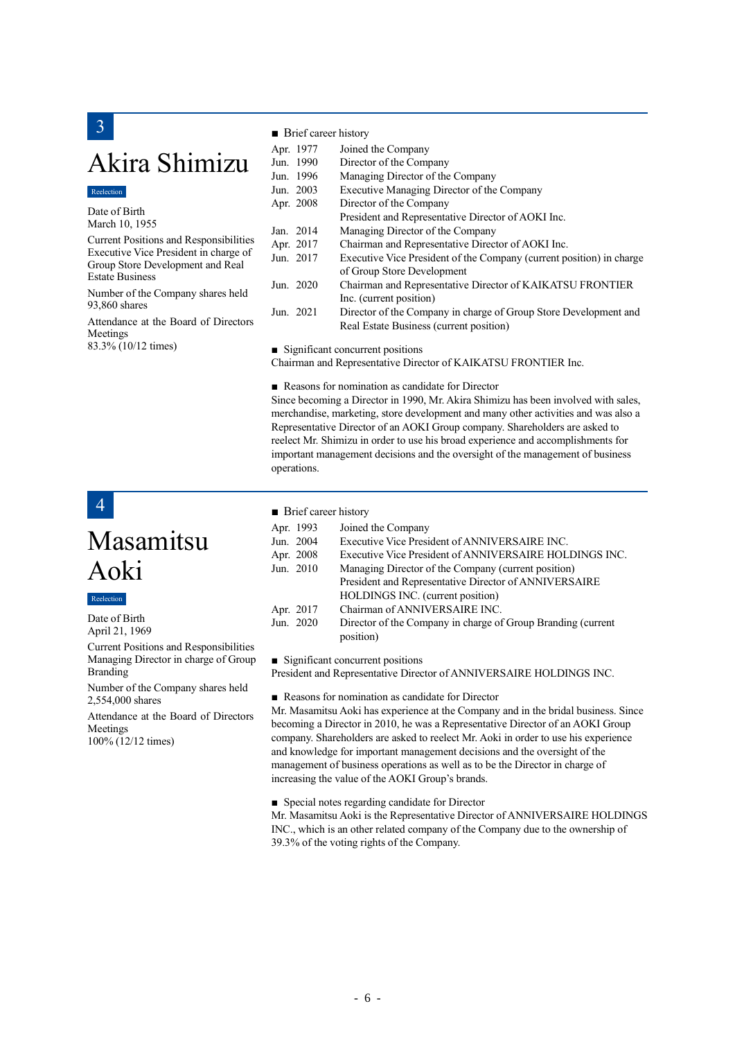## 3

# Akira Shimizu

Reelection

Date of Birth
March 10, 1955

Current Positions and Responsibilities
Executive Vice President in charge of Group Store Development and Real Estate Business

Number of the Company shares held
93,860 shares

Attendance at the Board of Directors Meetings
83.3% (10/12 times)

■ Brief career history

| | |
|---|---|
| Apr. 1977 | Joined the Company |
| Jun. 1990 | Director of the Company |
| Jun. 1996 | Managing Director of the Company |
| Jun. 2003 | Executive Managing Director of the Company |
| Apr. 2008 | Director of the Company<br>President and Representative Director of AOKI Inc. |
| Jan. 2014 | Managing Director of the Company |
| Apr. 2017 | Chairman and Representative Director of AOKI Inc. |
| Jun. 2017 | Executive Vice President of the Company (current position) in charge of Group Store Development |
| Jun. 2020 | Chairman and Representative Director of KAIKATSU FRONTIER Inc. (current position) |
| Jun. 2021 | Director of the Company in charge of Group Store Development and Real Estate Business (current position) |

■ Significant concurrent positions

Chairman and Representative Director of KAIKATSU FRONTIER Inc.

■ Reasons for nomination as candidate for Director

Since becoming a Director in 1990, Mr. Akira Shimizu has been involved with sales, merchandise, marketing, store development and many other activities and was also a Representative Director of an AOKI Group company. Shareholders are asked to reelect Mr. Shimizu in order to use his broad experience and accomplishments for important management decisions and the oversight of the management of business operations.

## 4

# Masamitsu Aoki

Reelection

Date of Birth
April 21, 1969

Current Positions and Responsibilities
Managing Director in charge of Group Branding

Number of the Company shares held
2,554,000 shares

Attendance at the Board of Directors Meetings
100% (12/12 times)

■ Brief career history

| | |
|---|---|
| Apr. 1993 | Joined the Company |
| Jun. 2004 | Executive Vice President of ANNIVERSAIRE INC. |
| Apr. 2008 | Executive Vice President of ANNIVERSAIRE HOLDINGS INC. |
| Jun. 2010 | Managing Director of the Company (current position)<br>President and Representative Director of ANNIVERSAIRE HOLDINGS INC. (current position) |
| Apr. 2017 | Chairman of ANNIVERSAIRE INC. |
| Jun. 2020 | Director of the Company in charge of Group Branding (current position) |

■ Significant concurrent positions

President and Representative Director of ANNIVERSAIRE HOLDINGS INC.

■ Reasons for nomination as candidate for Director

Mr. Masamitsu Aoki has experience at the Company and in the bridal business. Since becoming a Director in 2010, he was a Representative Director of an AOKI Group company. Shareholders are asked to reelect Mr. Aoki in order to use his experience and knowledge for important management decisions and the oversight of the management of business operations as well as to be the Director in charge of increasing the value of the AOKI Group's brands.

■ Special notes regarding candidate for Director

Mr. Masamitsu Aoki is the Representative Director of ANNIVERSAIRE HOLDINGS INC., which is an other related company of the Company due to the ownership of 39.3% of the voting rights of the Company.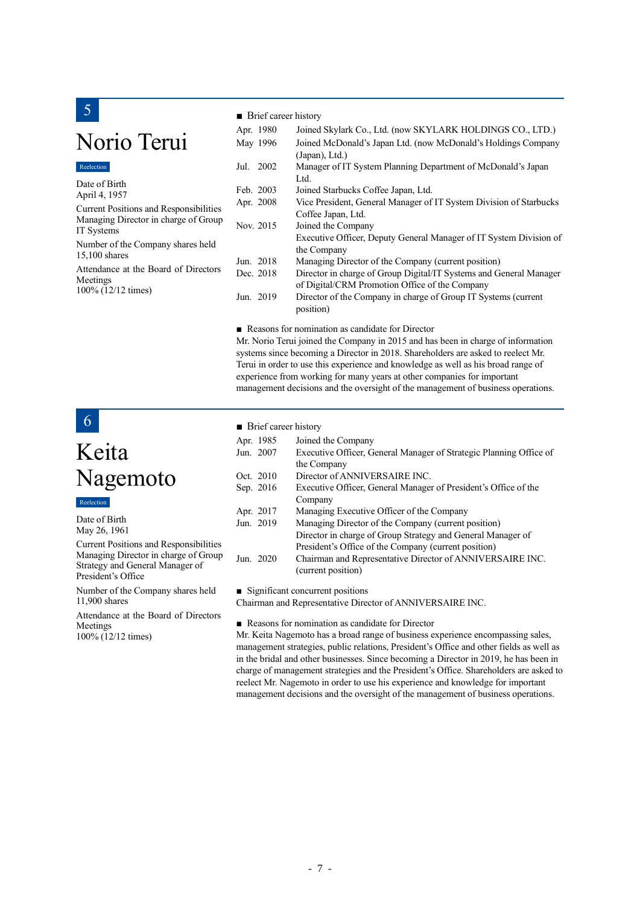## 5

# Norio Terui

Reelection

Date of Birth
April 4, 1957

Current Positions and Responsibilities
Managing Director in charge of Group IT Systems

Number of the Company shares held
15,100 shares

Attendance at the Board of Directors Meetings
100% (12/12 times)

■ Brief career history

| | |
|---|---|
| Apr. 1980 | Joined Skylark Co., Ltd. (now SKYLARK HOLDINGS CO., LTD.) |
| May 1996 | Joined McDonald's Japan Ltd. (now McDonald's Holdings Company (Japan), Ltd.) |
| Jul. 2002 | Manager of IT System Planning Department of McDonald's Japan Ltd. |
| Feb. 2003 | Joined Starbucks Coffee Japan, Ltd. |
| Apr. 2008 | Vice President, General Manager of IT System Division of Starbucks Coffee Japan, Ltd. |
| Nov. 2015 | Joined the Company |
| | Executive Officer, Deputy General Manager of IT System Division of the Company |
| Jun. 2018 | Managing Director of the Company (current position) |
| Dec. 2018 | Director in charge of Group Digital/IT Systems and General Manager of Digital/CRM Promotion Office of the Company |
| Jun. 2019 | Director of the Company in charge of Group IT Systems (current position) |

■ Reasons for nomination as candidate for Director

Mr. Norio Terui joined the Company in 2015 and has been in charge of information systems since becoming a Director in 2018. Shareholders are asked to reelect Mr. Terui in order to use this experience and knowledge as well as his broad range of experience from working for many years at other companies for important management decisions and the oversight of the management of business operations.

## 6

# Keita Nagemoto

Reelection

Date of Birth
May 26, 1961

Current Positions and Responsibilities
Managing Director in charge of Group Strategy and General Manager of President's Office

Number of the Company shares held
11,900 shares

Attendance at the Board of Directors Meetings
100% (12/12 times)

■ Brief career history

| | |
|---|---|
| Apr. 1985 | Joined the Company |
| Jun. 2007 | Executive Officer, General Manager of Strategic Planning Office of the Company |
| Oct. 2010 | Director of ANNIVERSAIRE INC. |
| Sep. 2016 | Executive Officer, General Manager of President's Office of the Company |
| Apr. 2017 | Managing Executive Officer of the Company |
| Jun. 2019 | Managing Director of the Company (current position) |
| | Director in charge of Group Strategy and General Manager of President's Office of the Company (current position) |
| Jun. 2020 | Chairman and Representative Director of ANNIVERSAIRE INC. (current position) |

■ Significant concurrent positions

Chairman and Representative Director of ANNIVERSAIRE INC.

■ Reasons for nomination as candidate for Director

Mr. Keita Nagemoto has a broad range of business experience encompassing sales, management strategies, public relations, President's Office and other fields as well as in the bridal and other businesses. Since becoming a Director in 2019, he has been in charge of management strategies and the President's Office. Shareholders are asked to reelect Mr. Nagemoto in order to use his experience and knowledge for important management decisions and the oversight of the management of business operations.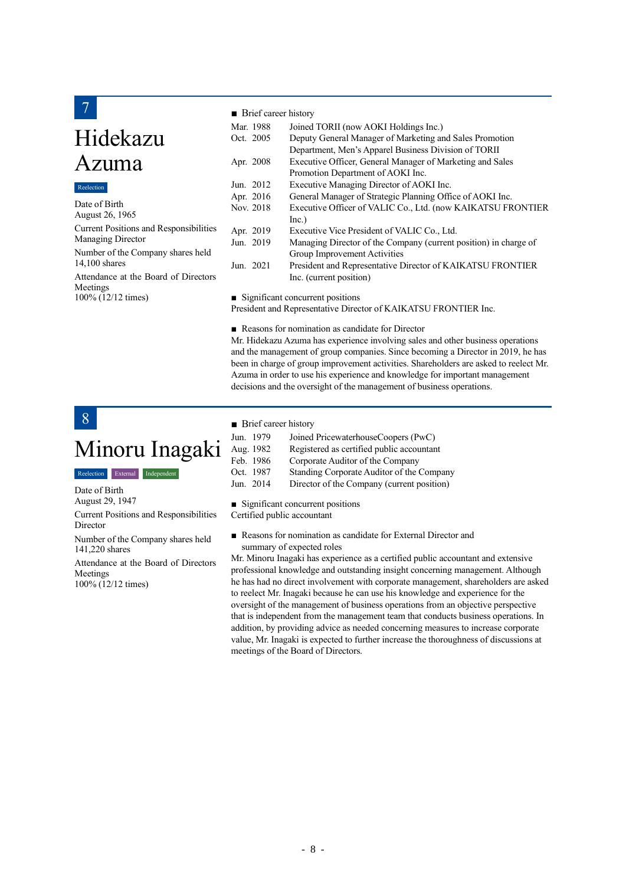## 7

# Hidekazu Azuma

Reelection

Date of Birth
August 26, 1965

Current Positions and Responsibilities
Managing Director

Number of the Company shares held
14,100 shares

Attendance at the Board of Directors Meetings
100% (12/12 times)

■ Brief career history

| | |
|---|---|
| Mar. 1988 | Joined TORII (now AOKI Holdings Inc.) |
| Oct. 2005 | Deputy General Manager of Marketing and Sales Promotion Department, Men's Apparel Business Division of TORII |
| Apr. 2008 | Executive Officer, General Manager of Marketing and Sales Promotion Department of AOKI Inc. |
| Jun. 2012 | Executive Managing Director of AOKI Inc. |
| Apr. 2016 | General Manager of Strategic Planning Office of AOKI Inc. |
| Nov. 2018 | Executive Officer of VALIC Co., Ltd. (now KAIKATSU FRONTIER Inc.) |
| Apr. 2019 | Executive Vice President of VALIC Co., Ltd. |
| Jun. 2019 | Managing Director of the Company (current position) in charge of Group Improvement Activities |
| Jun. 2021 | President and Representative Director of KAIKATSU FRONTIER Inc. (current position) |

■ Significant concurrent positions

President and Representative Director of KAIKATSU FRONTIER Inc.

■ Reasons for nomination as candidate for Director

Mr. Hidekazu Azuma has experience involving sales and other business operations and the management of group companies. Since becoming a Director in 2019, he has been in charge of group improvement activities. Shareholders are asked to reelect Mr. Azuma in order to use his experience and knowledge for important management decisions and the oversight of the management of business operations.

## 8

# Minoru Inagaki

Reelection External Independent

Date of Birth
August 29, 1947

Current Positions and Responsibilities
Director

Number of the Company shares held
141,220 shares

Attendance at the Board of Directors Meetings
100% (12/12 times)

■ Brief career history

| | |
|---|---|
| Jun. 1979 | Joined PricewaterhouseCoopers (PwC) |
| Aug. 1982 | Registered as certified public accountant |
| Feb. 1986 | Corporate Auditor of the Company |
| Oct. 1987 | Standing Corporate Auditor of the Company |
| Jun. 2014 | Director of the Company (current position) |

■ Significant concurrent positions

Certified public accountant

■ Reasons for nomination as candidate for External Director and summary of expected roles

Mr. Minoru Inagaki has experience as a certified public accountant and extensive professional knowledge and outstanding insight concerning management. Although he has had no direct involvement with corporate management, shareholders are asked to reelect Mr. Inagaki because he can use his knowledge and experience for the oversight of the management of business operations from an objective perspective that is independent from the management team that conducts business operations. In addition, by providing advice as needed concerning measures to increase corporate value, Mr. Inagaki is expected to further increase the thoroughness of discussions at meetings of the Board of Directors.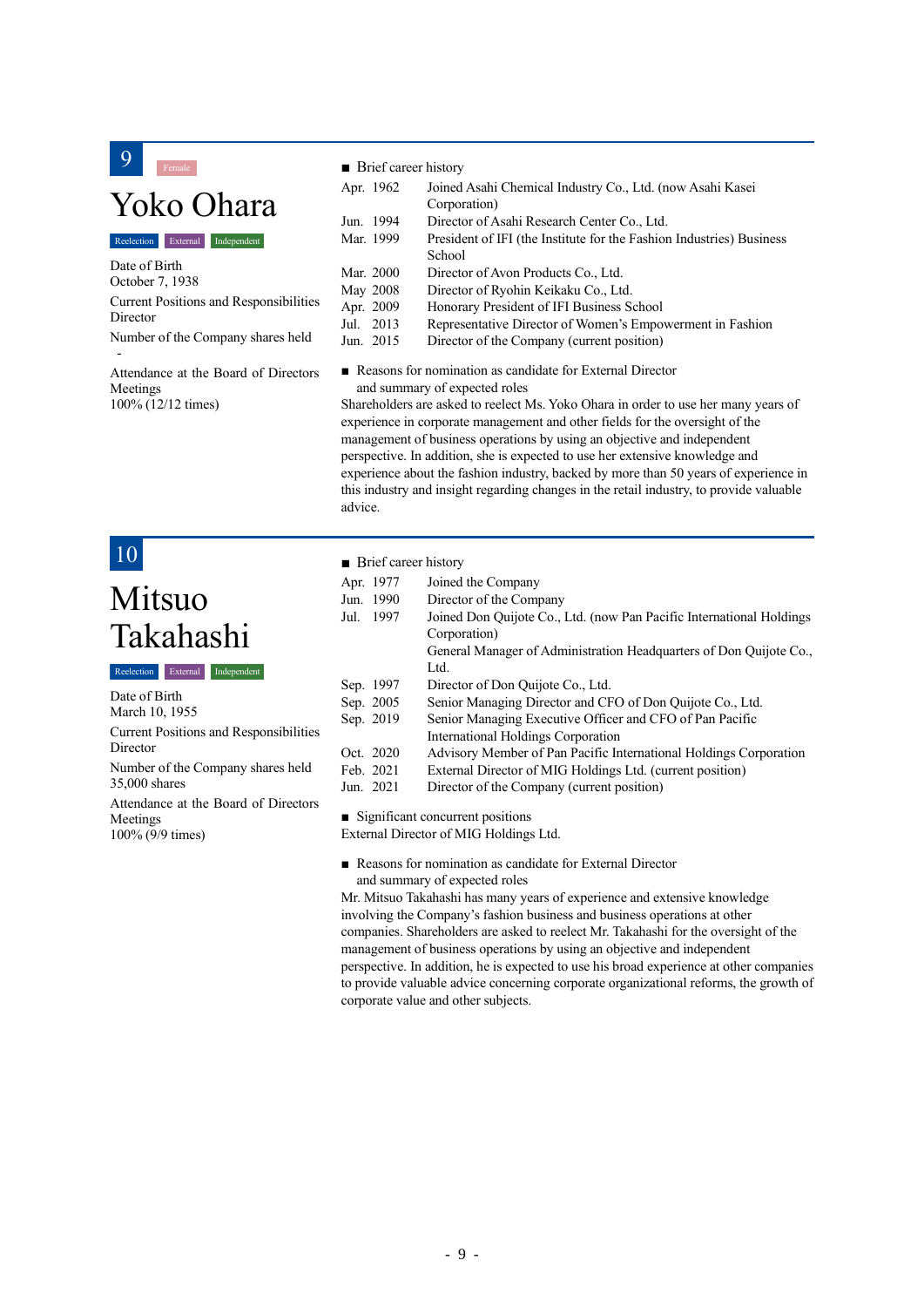## 9 Yoko Ohara

Female

Reelection | External | Independent

Date of Birth
October 7, 1938

Current Positions and Responsibilities
Director

Number of the Company shares held
-

Attendance at the Board of Directors Meetings
100% (12/12 times)

■ Brief career history

| | |
|---|---|
| Apr. 1962 | Joined Asahi Chemical Industry Co., Ltd. (now Asahi Kasei Corporation) |
| Jun. 1994 | Director of Asahi Research Center Co., Ltd. |
| Mar. 1999 | President of IFI (the Institute for the Fashion Industries) Business School |
| Mar. 2000 | Director of Avon Products Co., Ltd. |
| May 2008 | Director of Ryohin Keikaku Co., Ltd. |
| Apr. 2009 | Honorary President of IFI Business School |
| Jul. 2013 | Representative Director of Women's Empowerment in Fashion |
| Jun. 2015 | Director of the Company (current position) |

■ Reasons for nomination as candidate for External Director and summary of expected roles

Shareholders are asked to reelect Ms. Yoko Ohara in order to use her many years of experience in corporate management and other fields for the oversight of the management of business operations by using an objective and independent perspective. In addition, she is expected to use her extensive knowledge and experience about the fashion industry, backed by more than 50 years of experience in this industry and insight regarding changes in the retail industry, to provide valuable advice.

## 10 Mitsuo Takahashi

Reelection | External | Independent

Date of Birth
March 10, 1955

Current Positions and Responsibilities
Director

Number of the Company shares held
35,000 shares

Attendance at the Board of Directors Meetings
100% (9/9 times)

■ Brief career history

| | |
|---|---|
| Apr. 1977 | Joined the Company |
| Jun. 1990 | Director of the Company |
| Jul. 1997 | Joined Don Quijote Co., Ltd. (now Pan Pacific International Holdings Corporation) |
| | General Manager of Administration Headquarters of Don Quijote Co., Ltd. |
| Sep. 1997 | Director of Don Quijote Co., Ltd. |
| Sep. 2005 | Senior Managing Director and CFO of Don Quijote Co., Ltd. |
| Sep. 2019 | Senior Managing Executive Officer and CFO of Pan Pacific International Holdings Corporation |
| Oct. 2020 | Advisory Member of Pan Pacific International Holdings Corporation |
| Feb. 2021 | External Director of MIG Holdings Ltd. (current position) |
| Jun. 2021 | Director of the Company (current position) |

■ Significant concurrent positions

External Director of MIG Holdings Ltd.

■ Reasons for nomination as candidate for External Director and summary of expected roles

Mr. Mitsuo Takahashi has many years of experience and extensive knowledge involving the Company's fashion business and business operations at other companies. Shareholders are asked to reelect Mr. Takahashi for the oversight of the management of business operations by using an objective and independent perspective. In addition, he is expected to use his broad experience at other companies to provide valuable advice concerning corporate organizational reforms, the growth of corporate value and other subjects.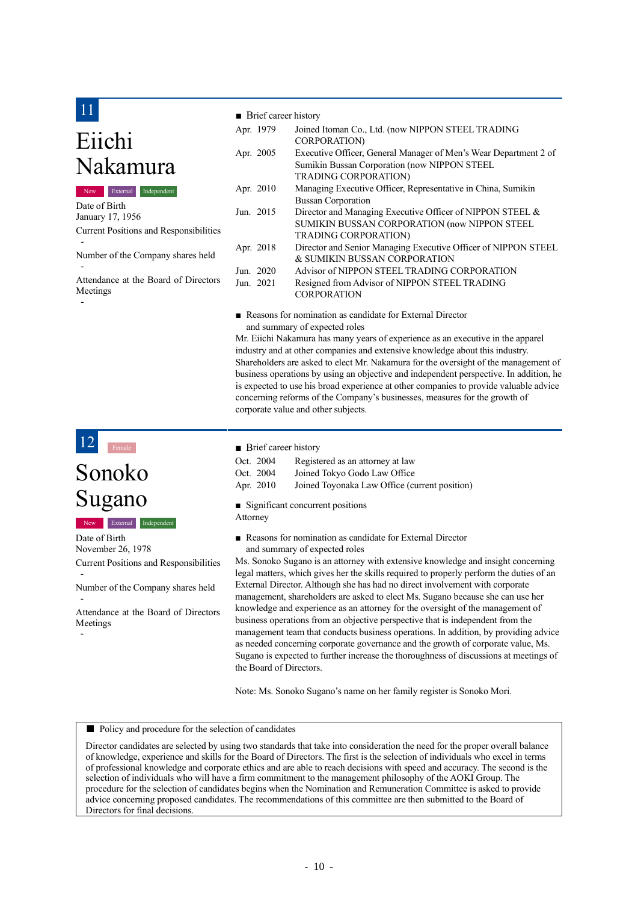## 11

# Eiichi Nakamura

New | External | Independent

Date of Birth
January 17, 1956

Current Positions and Responsibilities
-

Number of the Company shares held
-

Attendance at the Board of Directors Meetings
-

■ Brief career history

| | |
|---|---|
| Apr. 1979 | Joined Itoman Co., Ltd. (now NIPPON STEEL TRADING CORPORATION) |
| Apr. 2005 | Executive Officer, General Manager of Men's Wear Department 2 of Sumikin Bussan Corporation (now NIPPON STEEL TRADING CORPORATION) |
| Apr. 2010 | Managing Executive Officer, Representative in China, Sumikin Bussan Corporation |
| Jun. 2015 | Director and Managing Executive Officer of NIPPON STEEL & SUMIKIN BUSSAN CORPORATION (now NIPPON STEEL TRADING CORPORATION) |
| Apr. 2018 | Director and Senior Managing Executive Officer of NIPPON STEEL & SUMIKIN BUSSAN CORPORATION |
| Jun. 2020 | Advisor of NIPPON STEEL TRADING CORPORATION |
| Jun. 2021 | Resigned from Advisor of NIPPON STEEL TRADING CORPORATION |

■ Reasons for nomination as candidate for External Director and summary of expected roles

Mr. Eiichi Nakamura has many years of experience as an executive in the apparel industry and at other companies and extensive knowledge about this industry. Shareholders are asked to elect Mr. Nakamura for the oversight of the management of business operations by using an objective and independent perspective. In addition, he is expected to use his broad experience at other companies to provide valuable advice concerning reforms of the Company's businesses, measures for the growth of corporate value and other subjects.

## 12

Female

# Sonoko Sugano

New | External | Independent

Date of Birth
November 26, 1978

Current Positions and Responsibilities
-

Number of the Company shares held
-

Attendance at the Board of Directors Meetings
-

■ Brief career history

| | |
|---|---|
| Oct. 2004 | Registered as an attorney at law |
| Oct. 2004 | Joined Tokyo Godo Law Office |
| Apr. 2010 | Joined Toyonaka Law Office (current position) |

■ Significant concurrent positions

Attorney

■ Reasons for nomination as candidate for External Director and summary of expected roles

Ms. Sonoko Sugano is an attorney with extensive knowledge and insight concerning legal matters, which gives her the skills required to properly perform the duties of an External Director. Although she has had no direct involvement with corporate management, shareholders are asked to elect Ms. Sugano because she can use her knowledge and experience as an attorney for the oversight of the management of business operations from an objective perspective that is independent from the management team that conducts business operations. In addition, by providing advice as needed concerning corporate governance and the growth of corporate value, Ms. Sugano is expected to further increase the thoroughness of discussions at meetings of the Board of Directors.

Note: Ms. Sonoko Sugano's name on her family register is Sonoko Mori.

■ Policy and procedure for the selection of candidates

Director candidates are selected by using two standards that take into consideration the need for the proper overall balance of knowledge, experience and skills for the Board of Directors. The first is the selection of individuals who excel in terms of professional knowledge and corporate ethics and are able to reach decisions with speed and accuracy. The second is the selection of individuals who will have a firm commitment to the management philosophy of the AOKI Group. The procedure for the selection of candidates begins when the Nomination and Remuneration Committee is asked to provide advice concerning proposed candidates. The recommendations of this committee are then submitted to the Board of Directors for final decisions.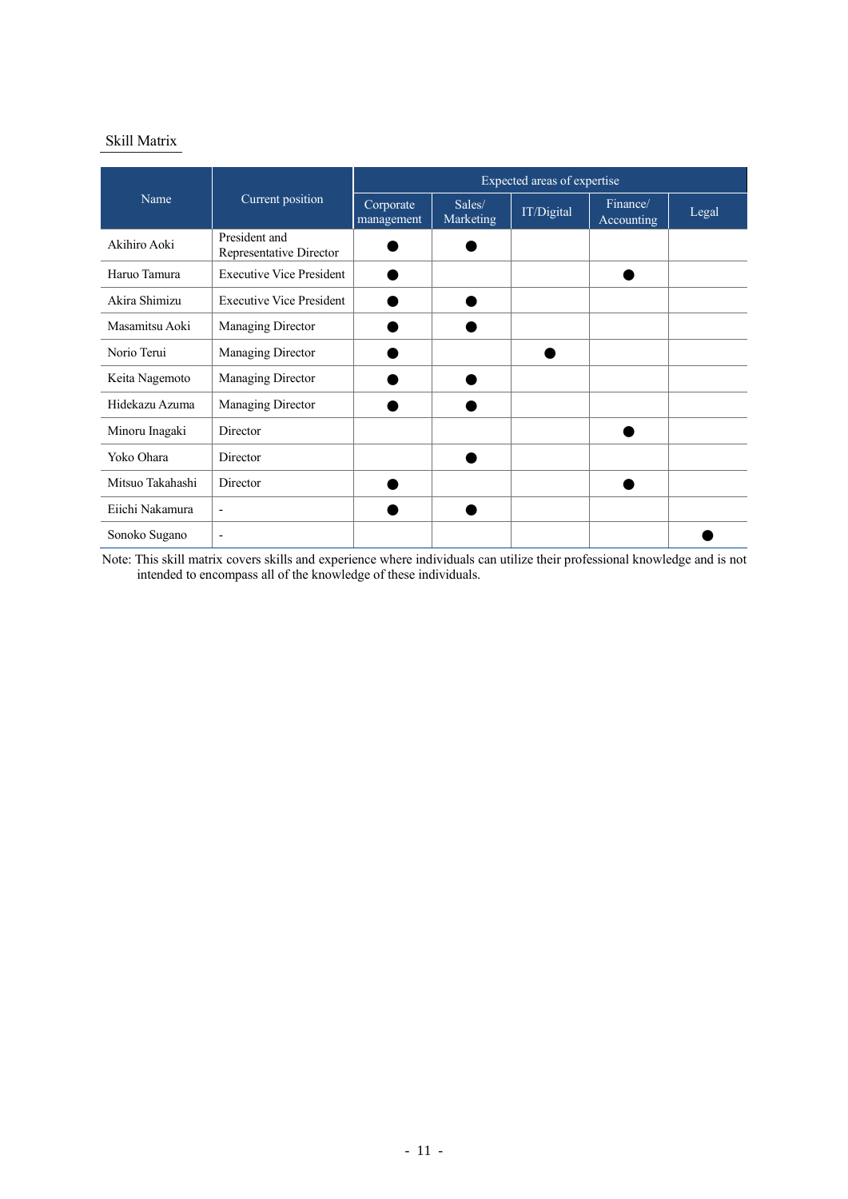Skill Matrix

| Name | Current position | Expected areas of expertise | | | | |
|---|---|---|---|---|---|---|
| | | Corporate management | Sales/ Marketing | IT/Digital | Finance/ Accounting | Legal |
| Akihiro Aoki | President and Representative Director | ● | ● | | | |
| Haruo Tamura | Executive Vice President | ● | | | ● | |
| Akira Shimizu | Executive Vice President | ● | ● | | | |
| Masamitsu Aoki | Managing Director | ● | ● | | | |
| Norio Terui | Managing Director | ● | | ● | | |
| Keita Nagemoto | Managing Director | ● | ● | | | |
| Hidekazu Azuma | Managing Director | ● | ● | | | |
| Minoru Inagaki | Director | | | | ● | |
| Yoko Ohara | Director | | ● | | | |
| Mitsuo Takahashi | Director | ● | | | ● | |
| Eiichi Nakamura | - | ● | ● | | | |
| Sonoko Sugano | - | | | | | ● |

Note: This skill matrix covers skills and experience where individuals can utilize their professional knowledge and is not intended to encompass all of the knowledge of these individuals.